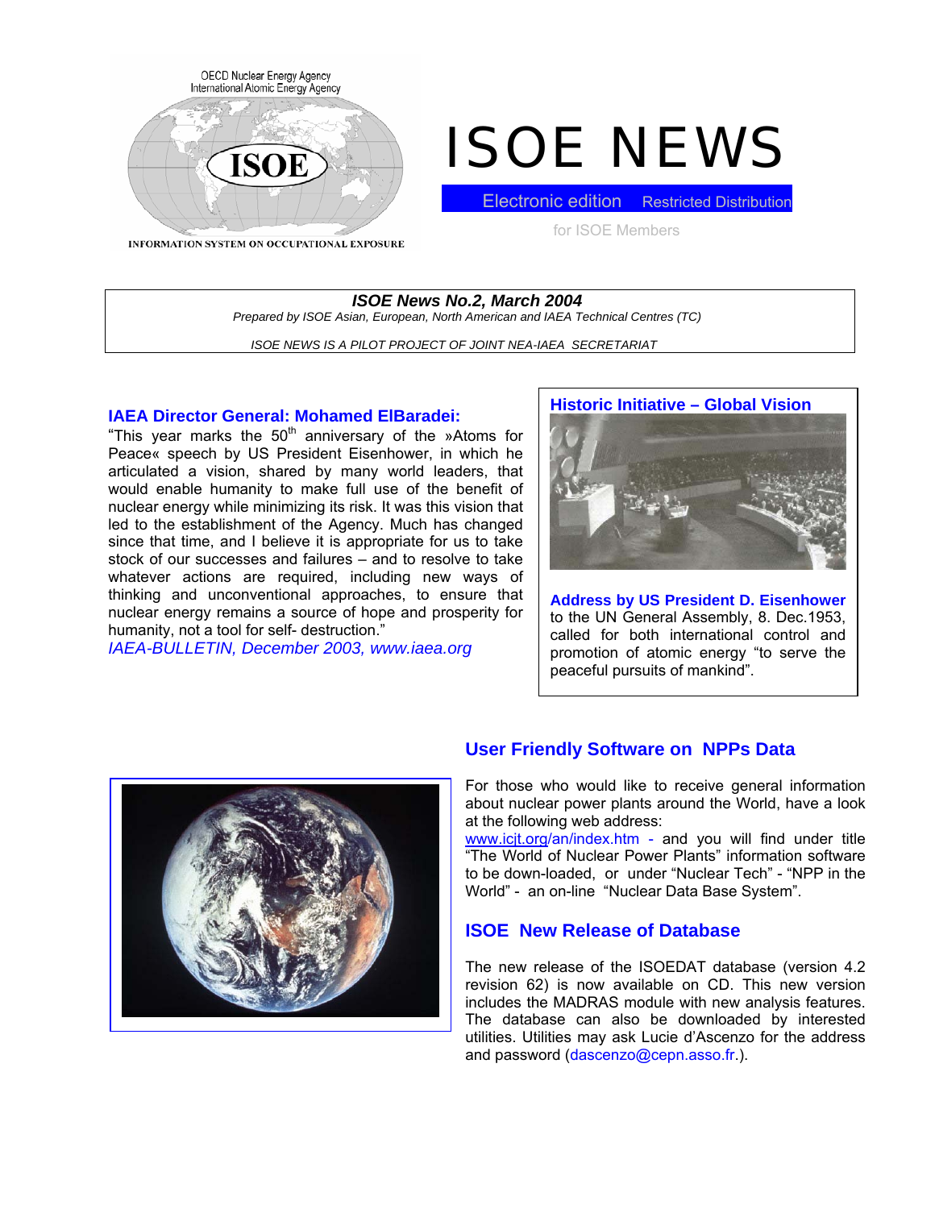OECD Nuclear Energy Agency
International Atomic Energy Agency

ISOE

INFORMATION SYSTEM ON OCCUPATIONAL EXPOSURE

# ISOE NEWS

Electronic edition Restricted Distribution

for ISOE Members

***ISOE News No.2, March 2004***

*Prepared by ISOE Asian, European, North American and IAEA Technical Centres (TC)*

*ISOE NEWS IS A PILOT PROJECT OF JOINT NEA-IAEA SECRETARIAT*

## IAEA Director General: Mohamed ElBaradei:

"This year marks the 50th anniversary of the »Atoms for Peace« speech by US President Eisenhower, in which he articulated a vision, shared by many world leaders, that would enable humanity to make full use of the benefit of nuclear energy while minimizing its risk. It was this vision that led to the establishment of the Agency. Much has changed since that time, and I believe it is appropriate for us to take stock of our successes and failures – and to resolve to take whatever actions are required, including new ways of thinking and unconventional approaches, to ensure that nuclear energy remains a source of hope and prosperity for humanity, not a tool for self- destruction."

*IAEA-BULLETIN, December 2003, www.iaea.org*

## Historic Initiative – Global Vision

**Address by US President D. Eisenhower** to the UN General Assembly, 8. Dec.1953, called for both international control and promotion of atomic energy "to serve the peaceful pursuits of mankind".

## User Friendly Software on NPPs Data

For those who would like to receive general information about nuclear power plants around the World, have a look at the following web address:
www.icjt.org/an/index.htm - and you will find under title "The World of Nuclear Power Plants" information software to be down-loaded, or under "Nuclear Tech" - "NPP in the World" - an on-line "Nuclear Data Base System".

## ISOE New Release of Database

The new release of the ISOEDAT database (version 4.2 revision 62) is now available on CD. This new version includes the MADRAS module with new analysis features. The database can also be downloaded by interested utilities. Utilities may ask Lucie d'Ascenzo for the address and password (dascenzo@cepn.asso.fr.).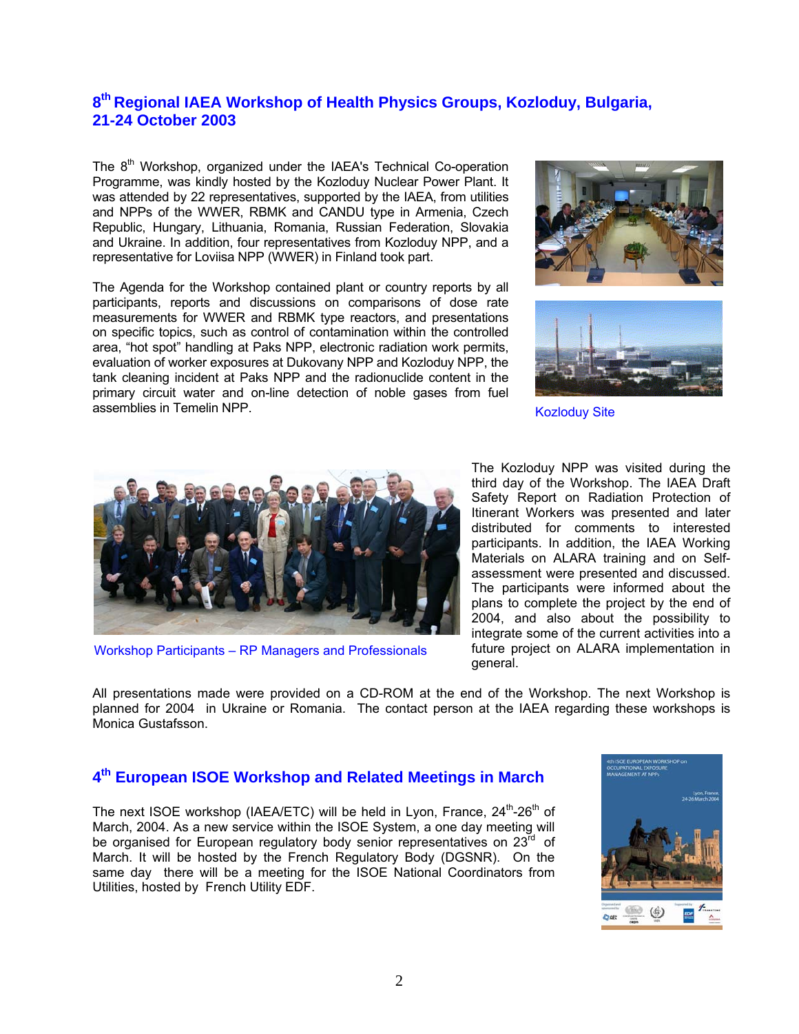## 8th Regional IAEA Workshop of Health Physics Groups, Kozloduy, Bulgaria, 21-24 October 2003

The 8th Workshop, organized under the IAEA's Technical Co-operation Programme, was kindly hosted by the Kozloduy Nuclear Power Plant. It was attended by 22 representatives, supported by the IAEA, from utilities and NPPs of the WWER, RBMK and CANDU type in Armenia, Czech Republic, Hungary, Lithuania, Romania, Russian Federation, Slovakia and Ukraine. In addition, four representatives from Kozloduy NPP, and a representative for Loviisa NPP (WWER) in Finland took part.

The Agenda for the Workshop contained plant or country reports by all participants, reports and discussions on comparisons of dose rate measurements for WWER and RBMK type reactors, and presentations on specific topics, such as control of contamination within the controlled area, "hot spot" handling at Paks NPP, electronic radiation work permits, evaluation of worker exposures at Dukovany NPP and Kozloduy NPP, the tank cleaning incident at Paks NPP and the radionuclide content in the primary circuit water and on-line detection of noble gases from fuel assemblies in Temelin NPP.

Kozloduy Site

Workshop Participants – RP Managers and Professionals

The Kozloduy NPP was visited during the third day of the Workshop. The IAEA Draft Safety Report on Radiation Protection of Itinerant Workers was presented and later distributed for comments to interested participants. In addition, the IAEA Working Materials on ALARA training and on Self-assessment were presented and discussed. The participants were informed about the plans to complete the project by the end of 2004, and also about the possibility to integrate some of the current activities into a future project on ALARA implementation in general.

All presentations made were provided on a CD-ROM at the end of the Workshop. The next Workshop is planned for 2004 in Ukraine or Romania. The contact person at the IAEA regarding these workshops is Monica Gustafsson.

## 4th European ISOE Workshop and Related Meetings in March

The next ISOE workshop (IAEA/ETC) will be held in Lyon, France, 24th-26th of March, 2004. As a new service within the ISOE System, a one day meeting will be organised for European regulatory body senior representatives on 23rd of March. It will be hosted by the French Regulatory Body (DGSNR). On the same day there will be a meeting for the ISOE National Coordinators from Utilities, hosted by French Utility EDF.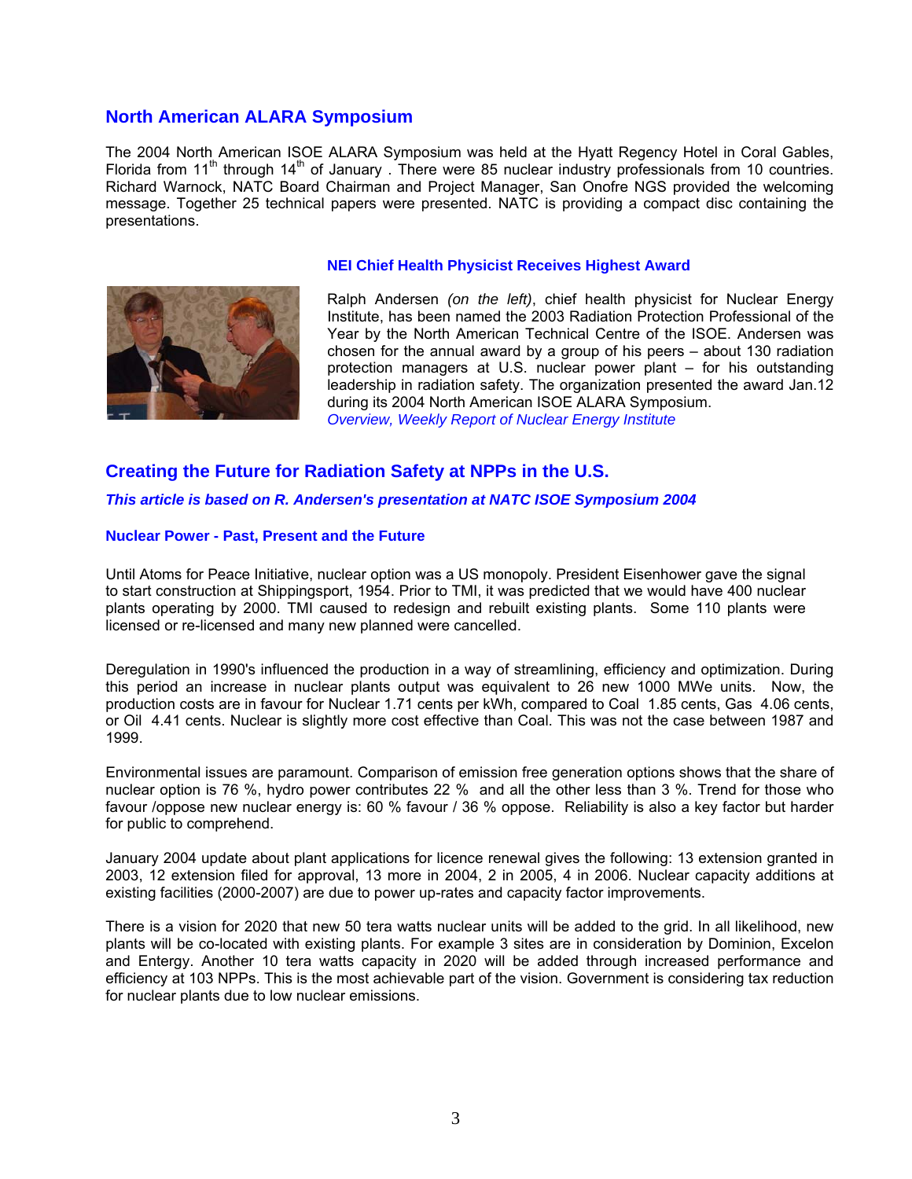## North American ALARA Symposium

The 2004 North American ISOE ALARA Symposium was held at the Hyatt Regency Hotel in Coral Gables, Florida from 11th through 14th of January . There were 85 nuclear industry professionals from 10 countries. Richard Warnock, NATC Board Chairman and Project Manager, San Onofre NGS provided the welcoming message. Together 25 technical papers were presented. NATC is providing a compact disc containing the presentations.

### NEI Chief Health Physicist Receives Highest Award

Ralph Andersen *(on the left)*, chief health physicist for Nuclear Energy Institute, has been named the 2003 Radiation Protection Professional of the Year by the North American Technical Centre of the ISOE. Andersen was chosen for the annual award by a group of his peers – about 130 radiation protection managers at U.S. nuclear power plant – for his outstanding leadership in radiation safety. The organization presented the award Jan.12 during its 2004 North American ISOE ALARA Symposium.
*Overview, Weekly Report of Nuclear Energy Institute*

## Creating the Future for Radiation Safety at NPPs in the U.S.

***This article is based on R. Andersen's presentation at NATC ISOE Symposium 2004***

### Nuclear Power - Past, Present and the Future

Until Atoms for Peace Initiative, nuclear option was a US monopoly. President Eisenhower gave the signal to start construction at Shippingsport, 1954. Prior to TMI, it was predicted that we would have 400 nuclear plants operating by 2000. TMI caused to redesign and rebuilt existing plants. Some 110 plants were licensed or re-licensed and many new planned were cancelled.

Deregulation in 1990's influenced the production in a way of streamlining, efficiency and optimization. During this period an increase in nuclear plants output was equivalent to 26 new 1000 MWe units. Now, the production costs are in favour for Nuclear 1.71 cents per kWh, compared to Coal 1.85 cents, Gas 4.06 cents, or Oil 4.41 cents. Nuclear is slightly more cost effective than Coal. This was not the case between 1987 and 1999.

Environmental issues are paramount. Comparison of emission free generation options shows that the share of nuclear option is 76 %, hydro power contributes 22 % and all the other less than 3 %. Trend for those who favour /oppose new nuclear energy is: 60 % favour / 36 % oppose. Reliability is also a key factor but harder for public to comprehend.

January 2004 update about plant applications for licence renewal gives the following: 13 extension granted in 2003, 12 extension filed for approval, 13 more in 2004, 2 in 2005, 4 in 2006. Nuclear capacity additions at existing facilities (2000-2007) are due to power up-rates and capacity factor improvements.

There is a vision for 2020 that new 50 tera watts nuclear units will be added to the grid. In all likelihood, new plants will be co-located with existing plants. For example 3 sites are in consideration by Dominion, Excelon and Entergy. Another 10 tera watts capacity in 2020 will be added through increased performance and efficiency at 103 NPPs. This is the most achievable part of the vision. Government is considering tax reduction for nuclear plants due to low nuclear emissions.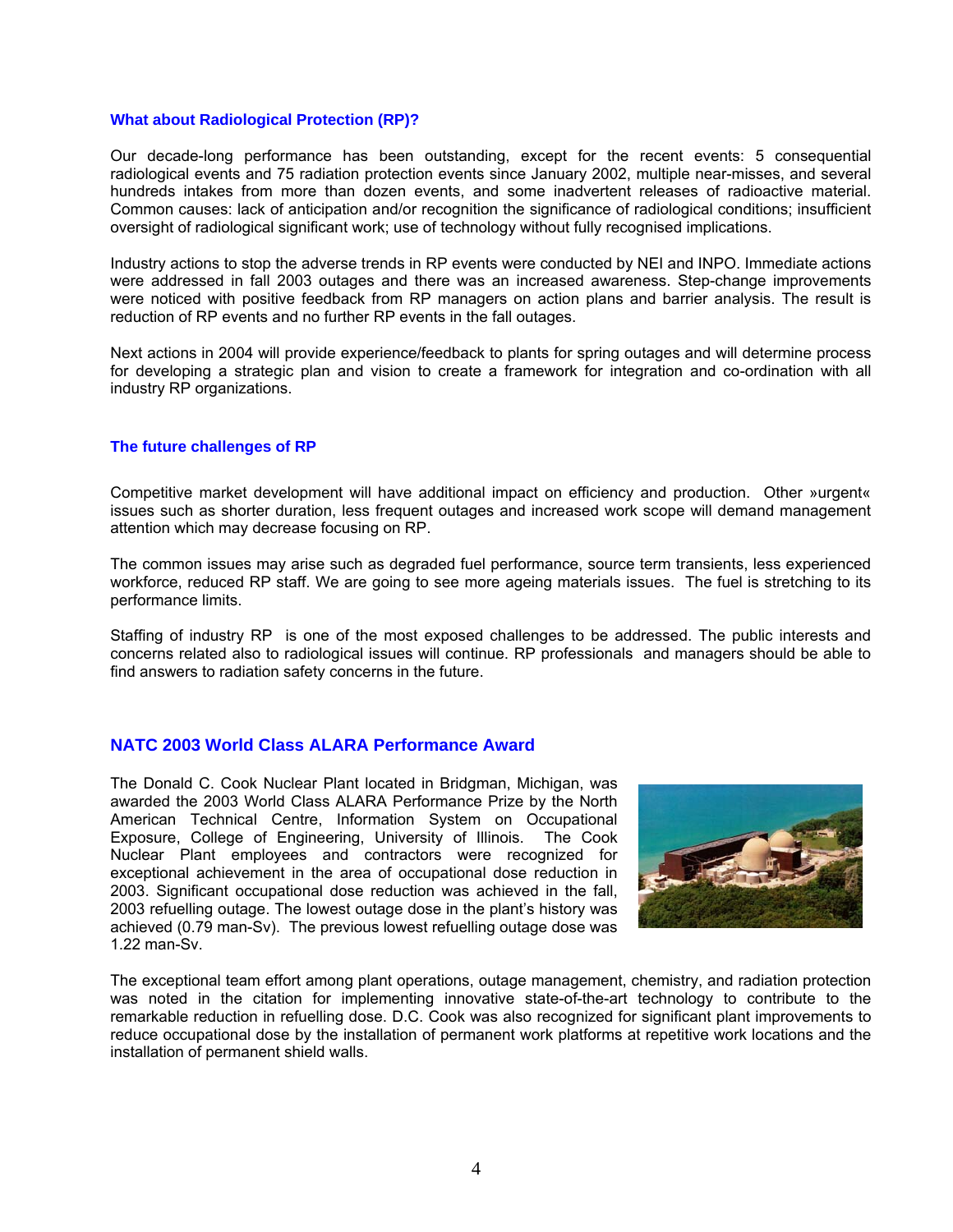### What about Radiological Protection (RP)?

Our decade-long performance has been outstanding, except for the recent events: 5 consequential radiological events and 75 radiation protection events since January 2002, multiple near-misses, and several hundreds intakes from more than dozen events, and some inadvertent releases of radioactive material. Common causes: lack of anticipation and/or recognition the significance of radiological conditions; insufficient oversight of radiological significant work; use of technology without fully recognised implications.

Industry actions to stop the adverse trends in RP events were conducted by NEI and INPO. Immediate actions were addressed in fall 2003 outages and there was an increased awareness. Step-change improvements were noticed with positive feedback from RP managers on action plans and barrier analysis. The result is reduction of RP events and no further RP events in the fall outages.

Next actions in 2004 will provide experience/feedback to plants for spring outages and will determine process for developing a strategic plan and vision to create a framework for integration and co-ordination with all industry RP organizations.

### The future challenges of RP

Competitive market development will have additional impact on efficiency and production. Other »urgent« issues such as shorter duration, less frequent outages and increased work scope will demand management attention which may decrease focusing on RP.

The common issues may arise such as degraded fuel performance, source term transients, less experienced workforce, reduced RP staff. We are going to see more ageing materials issues. The fuel is stretching to its performance limits.

Staffing of industry RP is one of the most exposed challenges to be addressed. The public interests and concerns related also to radiological issues will continue. RP professionals and managers should be able to find answers to radiation safety concerns in the future.

## NATC 2003 World Class ALARA Performance Award

The Donald C. Cook Nuclear Plant located in Bridgman, Michigan, was awarded the 2003 World Class ALARA Performance Prize by the North American Technical Centre, Information System on Occupational Exposure, College of Engineering, University of Illinois. The Cook Nuclear Plant employees and contractors were recognized for exceptional achievement in the area of occupational dose reduction in 2003. Significant occupational dose reduction was achieved in the fall, 2003 refuelling outage. The lowest outage dose in the plant's history was achieved (0.79 man-Sv). The previous lowest refuelling outage dose was 1.22 man-Sv.

The exceptional team effort among plant operations, outage management, chemistry, and radiation protection was noted in the citation for implementing innovative state-of-the-art technology to contribute to the remarkable reduction in refuelling dose. D.C. Cook was also recognized for significant plant improvements to reduce occupational dose by the installation of permanent work platforms at repetitive work locations and the installation of permanent shield walls.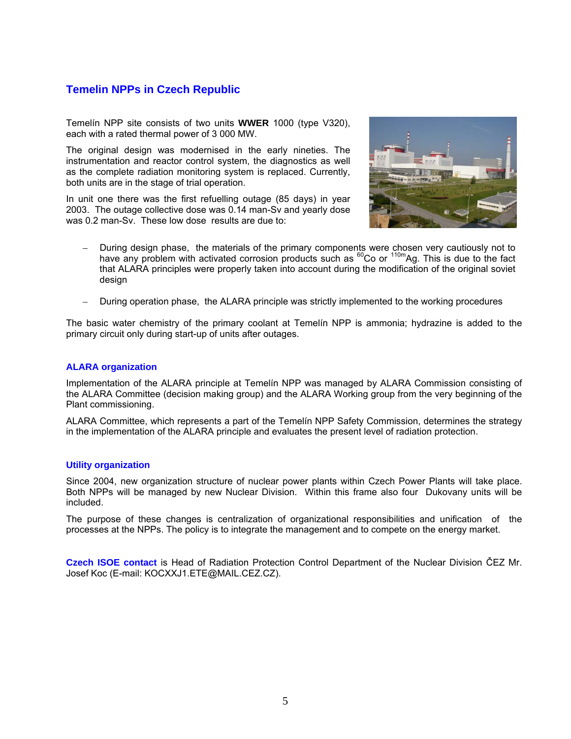## Temelin NPPs in Czech Republic

Temelín NPP site consists of two units **WWER** 1000 (type V320), each with a rated thermal power of 3 000 MW.

The original design was modernised in the early nineties. The instrumentation and reactor control system, the diagnostics as well as the complete radiation monitoring system is replaced. Currently, both units are in the stage of trial operation.

In unit one there was the first refuelling outage (85 days) in year 2003. The outage collective dose was 0.14 man-Sv and yearly dose was 0.2 man-Sv. These low dose results are due to:

- During design phase, the materials of the primary components were chosen very cautiously not to have any problem with activated corrosion products such as $^{60}Co$ or $^{110m}Ag$. This is due to the fact that ALARA principles were properly taken into account during the modification of the original soviet design
- During operation phase, the ALARA principle was strictly implemented to the working procedures

The basic water chemistry of the primary coolant at Temelín NPP is ammonia; hydrazine is added to the primary circuit only during start-up of units after outages.

### ALARA organization

Implementation of the ALARA principle at Temelín NPP was managed by ALARA Commission consisting of the ALARA Committee (decision making group) and the ALARA Working group from the very beginning of the Plant commissioning.

ALARA Committee, which represents a part of the Temelín NPP Safety Commission, determines the strategy in the implementation of the ALARA principle and evaluates the present level of radiation protection.

### Utility organization

Since 2004, new organization structure of nuclear power plants within Czech Power Plants will take place. Both NPPs will be managed by new Nuclear Division. Within this frame also four Dukovany units will be included.

The purpose of these changes is centralization of organizational responsibilities and unification of the processes at the NPPs. The policy is to integrate the management and to compete on the energy market.

**Czech ISOE contact** is Head of Radiation Protection Control Department of the Nuclear Division ČEZ Mr. Josef Koc (E-mail: KOCXXJ1.ETE@MAIL.CEZ.CZ).